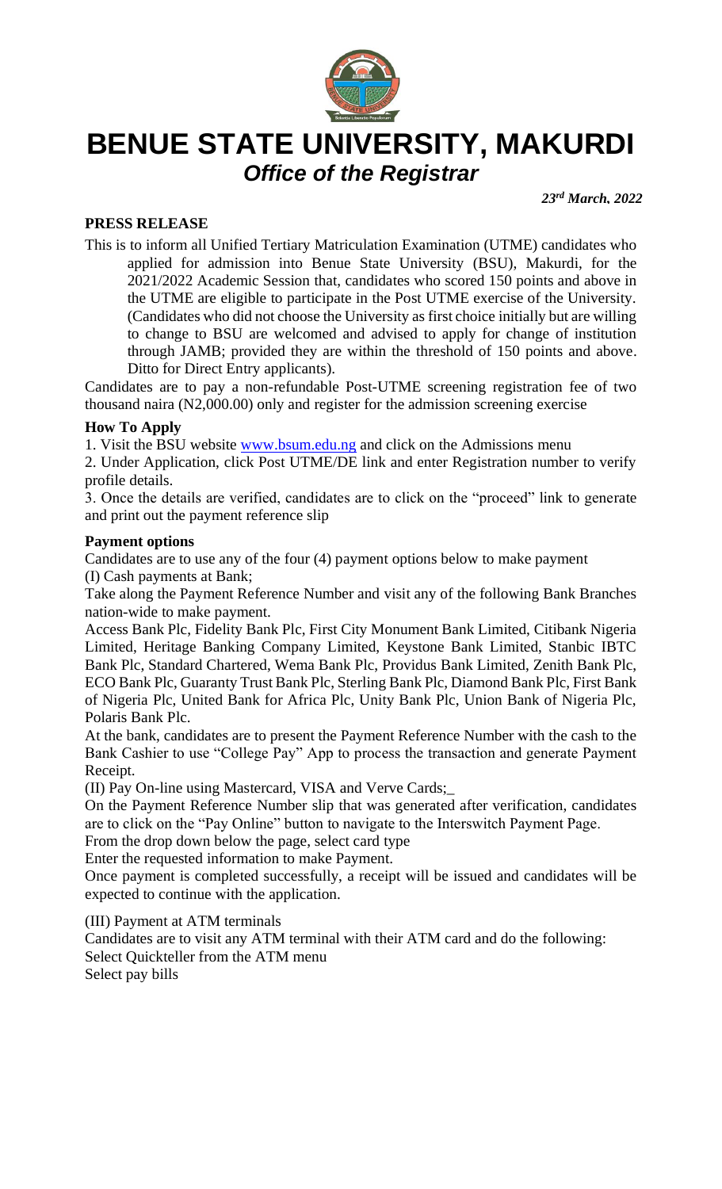# BENUE STATE UNIVERSITY, MAKURDI

## *Office of the Registrar*

***23rd March, 2022***

**PRESS RELEASE**

This is to inform all Unified Tertiary Matriculation Examination (UTME) candidates who applied for admission into Benue State University (BSU), Makurdi, for the 2021/2022 Academic Session that, candidates who scored 150 points and above in the UTME are eligible to participate in the Post UTME exercise of the University. (Candidates who did not choose the University as first choice initially but are willing to change to BSU are welcomed and advised to apply for change of institution through JAMB; provided they are within the threshold of 150 points and above. Ditto for Direct Entry applicants).

Candidates are to pay a non-refundable Post-UTME screening registration fee of two thousand naira (N2,000.00) only and register for the admission screening exercise

**How To Apply**

1. Visit the BSU website www.bsum.edu.ng and click on the Admissions menu
2. Under Application, click Post UTME/DE link and enter Registration number to verify profile details.
3. Once the details are verified, candidates are to click on the "proceed" link to generate and print out the payment reference slip

**Payment options**

Candidates are to use any of the four (4) payment options below to make payment

(I) Cash payments at Bank;

Take along the Payment Reference Number and visit any of the following Bank Branches nation-wide to make payment.

Access Bank Plc, Fidelity Bank Plc, First City Monument Bank Limited, Citibank Nigeria Limited, Heritage Banking Company Limited, Keystone Bank Limited, Stanbic IBTC Bank Plc, Standard Chartered, Wema Bank Plc, Providus Bank Limited, Zenith Bank Plc, ECO Bank Plc, Guaranty Trust Bank Plc, Sterling Bank Plc, Diamond Bank Plc, First Bank of Nigeria Plc, United Bank for Africa Plc, Unity Bank Plc, Union Bank of Nigeria Plc, Polaris Bank Plc.

At the bank, candidates are to present the Payment Reference Number with the cash to the Bank Cashier to use "College Pay" App to process the transaction and generate Payment Receipt.

(II) Pay On-line using Mastercard, VISA and Verve Cards;_

On the Payment Reference Number slip that was generated after verification, candidates are to click on the "Pay Online" button to navigate to the Interswitch Payment Page.

From the drop down below the page, select card type

Enter the requested information to make Payment.

Once payment is completed successfully, a receipt will be issued and candidates will be expected to continue with the application.

(III) Payment at ATM terminals

Candidates are to visit any ATM terminal with their ATM card and do the following:

Select Quickteller from the ATM menu

Select pay bills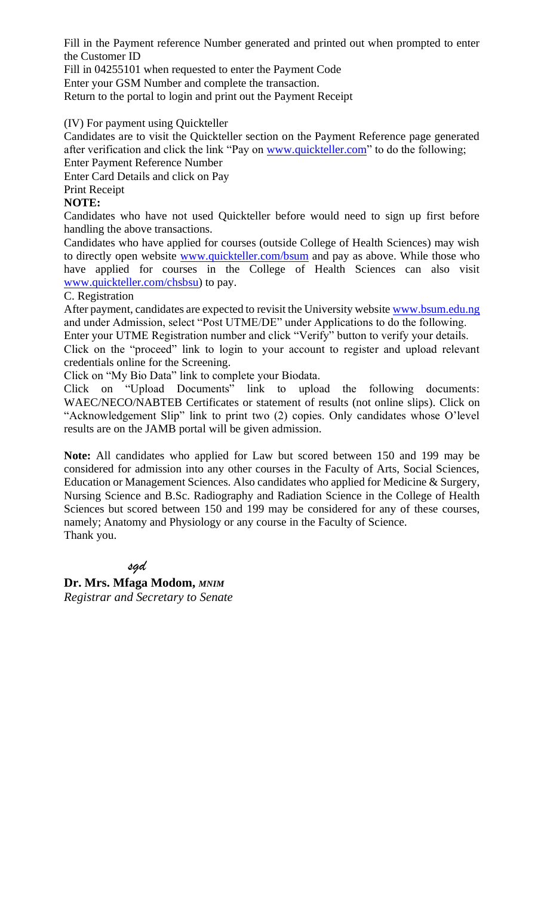Fill in the Payment reference Number generated and printed out when prompted to enter the Customer ID

Fill in 04255101 when requested to enter the Payment Code

Enter your GSM Number and complete the transaction.

Return to the portal to login and print out the Payment Receipt

(IV) For payment using Quickteller

Candidates are to visit the Quickteller section on the Payment Reference page generated after verification and click the link "Pay on www.quickteller.com" to do the following;

Enter Payment Reference Number

Enter Card Details and click on Pay

Print Receipt

**NOTE:**

Candidates who have not used Quickteller before would need to sign up first before handling the above transactions.

Candidates who have applied for courses (outside College of Health Sciences) may wish to directly open website www.quickteller.com/bsum and pay as above. While those who have applied for courses in the College of Health Sciences can also visit www.quickteller.com/chsbsu) to pay.

C. Registration

After payment, candidates are expected to revisit the University website www.bsum.edu.ng and under Admission, select "Post UTME/DE" under Applications to do the following.

Enter your UTME Registration number and click "Verify" button to verify your details.

Click on the "proceed" link to login to your account to register and upload relevant credentials online for the Screening.

Click on "My Bio Data" link to complete your Biodata.

Click on "Upload Documents" link to upload the following documents: WAEC/NECO/NABTEB Certificates or statement of results (not online slips). Click on "Acknowledgement Slip" link to print two (2) copies. Only candidates whose O'level results are on the JAMB portal will be given admission.

**Note:** All candidates who applied for Law but scored between 150 and 199 may be considered for admission into any other courses in the Faculty of Arts, Social Sciences, Education or Management Sciences. Also candidates who applied for Medicine & Surgery, Nursing Science and B.Sc. Radiography and Radiation Science in the College of Health Sciences but scored between 150 and 199 may be considered for any of these courses, namely; Anatomy and Physiology or any course in the Faculty of Science.

Thank you.

*sgd*

**Dr. Mrs. Mfaga Modom,** ***MNIM***

*Registrar and Secretary to Senate*